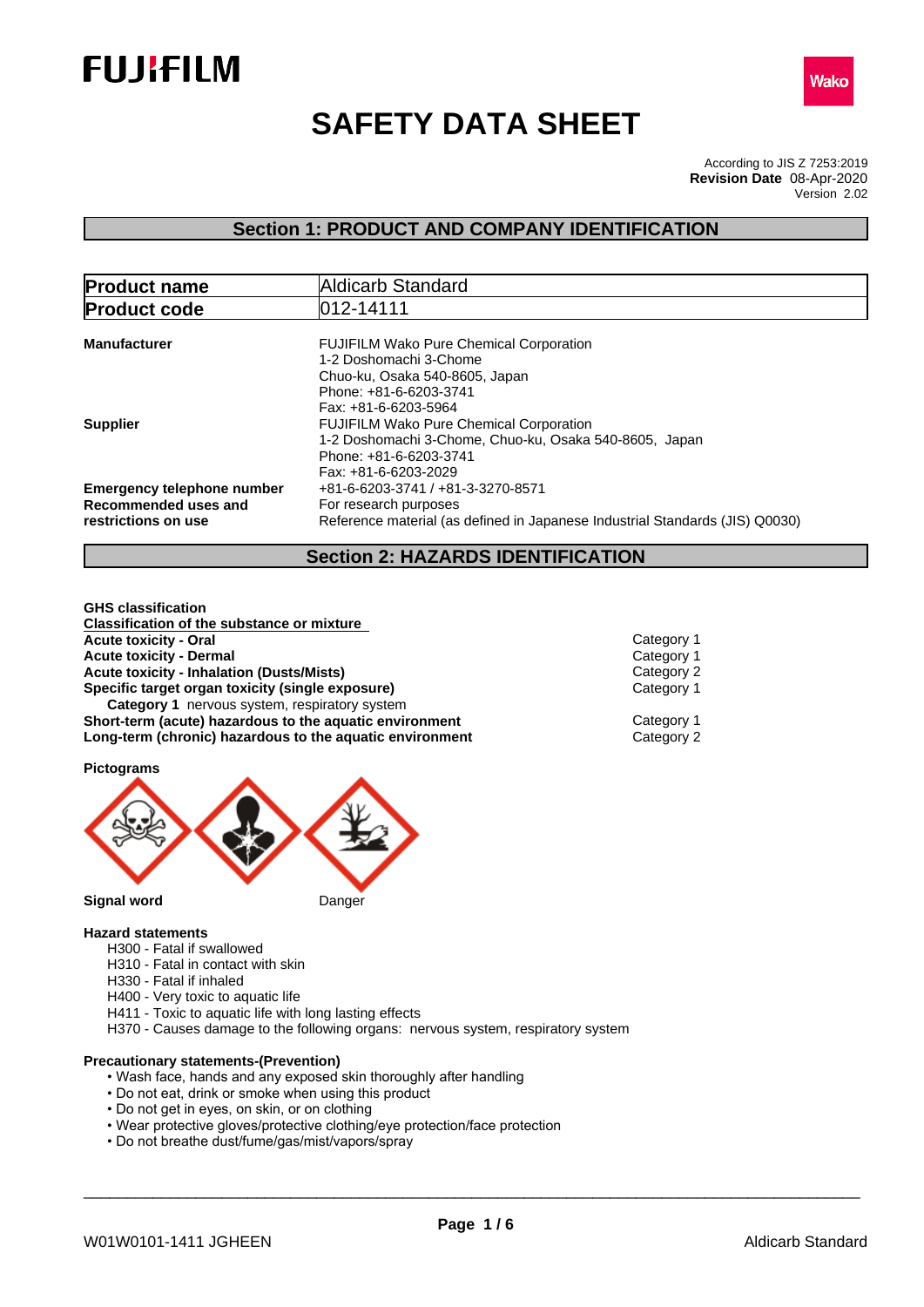FUJIFILM

Wako

# SAFETY DATA SHEET

According to JIS Z 7253:2019
**Revision Date** 08-Apr-2020
Version 2.02

## Section 1: PRODUCT AND COMPANY IDENTIFICATION

| **Product name** | Aldicarb Standard |
|---|---|
| **Product code** | 012-14111 |

**Manufacturer**
FUJIFILM Wako Pure Chemical Corporation
1-2 Doshomachi 3-Chome
Chuo-ku, Osaka 540-8605, Japan
Phone: +81-6-6203-3741
Fax: +81-6-6203-5964

**Supplier**
FUJIFILM Wako Pure Chemical Corporation
1-2 Doshomachi 3-Chome, Chuo-ku, Osaka 540-8605, Japan
Phone: +81-6-6203-3741
Fax: +81-6-6203-2029

**Emergency telephone number** +81-6-6203-3741 / +81-3-3270-8571

**Recommended uses and restrictions on use**
For research purposes
Reference material (as defined in Japanese Industrial Standards (JIS) Q0030)

## Section 2: HAZARDS IDENTIFICATION

**GHS classification**

**Classification of the substance or mixture**

| | |
|---|---|
| **Acute toxicity - Oral** | Category 1 |
| **Acute toxicity - Dermal** | Category 1 |
| **Acute toxicity - Inhalation (Dusts/Mists)** | Category 2 |
| **Specific target organ toxicity (single exposure)** | Category 1 |
| **Category 1** nervous system, respiratory system | |
| **Short-term (acute) hazardous to the aquatic environment** | Category 1 |
| **Long-term (chronic) hazardous to the aquatic environment** | Category 2 |

**Pictograms**

**Signal word** Danger

**Hazard statements**

H300 - Fatal if swallowed
H310 - Fatal in contact with skin
H330 - Fatal if inhaled
H400 - Very toxic to aquatic life
H411 - Toxic to aquatic life with long lasting effects
H370 - Causes damage to the following organs: nervous system, respiratory system

**Precautionary statements-(Prevention)**

- Wash face, hands and any exposed skin thoroughly after handling
- Do not eat, drink or smoke when using this product
- Do not get in eyes, on skin, or on clothing
- Wear protective gloves/protective clothing/eye protection/face protection
- Do not breathe dust/fume/gas/mist/vapors/spray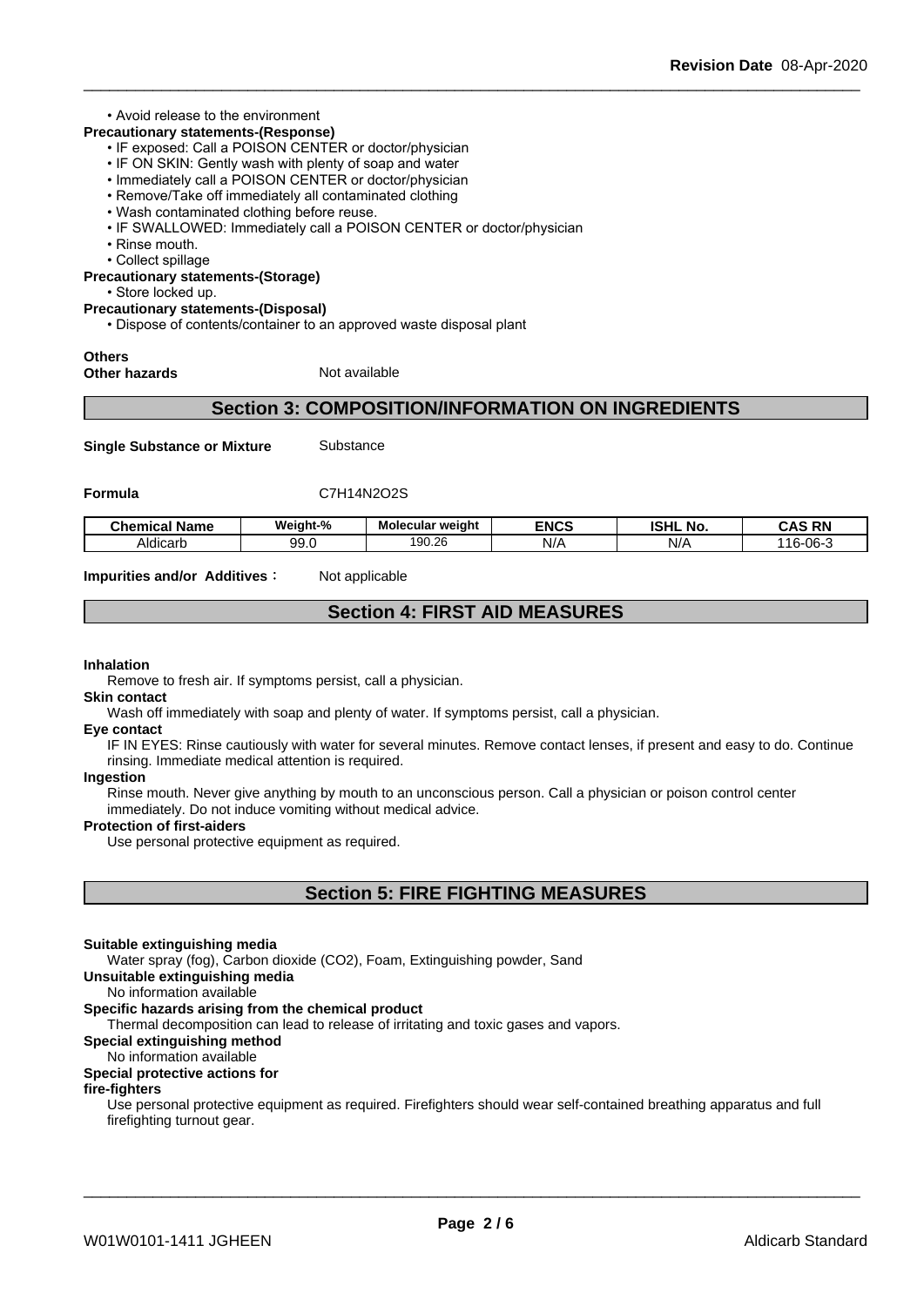• Avoid release to the environment

**Precautionary statements-(Response)**

- IF exposed: Call a POISON CENTER or doctor/physician
- IF ON SKIN: Gently wash with plenty of soap and water
- Immediately call a POISON CENTER or doctor/physician
- Remove/Take off immediately all contaminated clothing
- Wash contaminated clothing before reuse.
- IF SWALLOWED: Immediately call a POISON CENTER or doctor/physician
- Rinse mouth.
- Collect spillage

**Precautionary statements-(Storage)**

- Store locked up.

**Precautionary statements-(Disposal)**

- Dispose of contents/container to an approved waste disposal plant

**Others**

**Other hazards** Not available

## Section 3: COMPOSITION/INFORMATION ON INGREDIENTS

**Single Substance or Mixture** Substance

**Formula** $C_7H_{14}N_2O_2S$

| Chemical Name | Weight-% | Molecular weight | ENCS | ISHL No. | CAS RN |
|---|---|---|---|---|---|
| Aldicarb | 99.0 | 190.26 | N/A | N/A | 116-06-3 |

**Impurities and/or Additives :** Not applicable

## Section 4: FIRST AID MEASURES

**Inhalation**

Remove to fresh air. If symptoms persist, call a physician.

**Skin contact**

Wash off immediately with soap and plenty of water. If symptoms persist, call a physician.

**Eye contact**

IF IN EYES: Rinse cautiously with water for several minutes. Remove contact lenses, if present and easy to do. Continue rinsing. Immediate medical attention is required.

**Ingestion**

Rinse mouth. Never give anything by mouth to an unconscious person. Call a physician or poison control center immediately. Do not induce vomiting without medical advice.

**Protection of first-aiders**

Use personal protective equipment as required.

## Section 5: FIRE FIGHTING MEASURES

**Suitable extinguishing media**

Water spray (fog), Carbon dioxide ($CO_2$), Foam, Extinguishing powder, Sand

**Unsuitable extinguishing media**

No information available

**Specific hazards arising from the chemical product**

Thermal decomposition can lead to release of irritating and toxic gases and vapors.

**Special extinguishing method**

No information available

**Special protective actions for fire-fighters**

Use personal protective equipment as required. Firefighters should wear self-contained breathing apparatus and full firefighting turnout gear.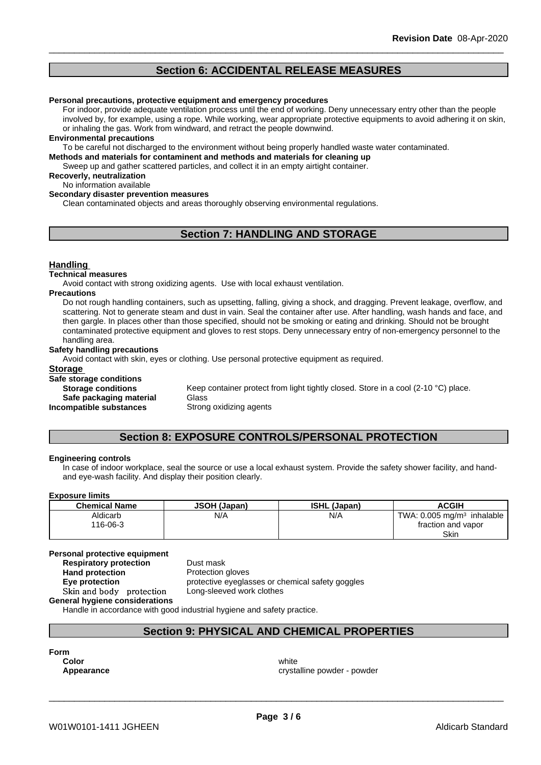## Section 6: ACCIDENTAL RELEASE MEASURES

**Personal precautions, protective equipment and emergency procedures**

For indoor, provide adequate ventilation process until the end of working. Deny unnecessary entry other than the people involved by, for example, using a rope. While working, wear appropriate protective equipments to avoid adhering it on skin, or inhaling the gas. Work from windward, and retract the people downwind.

**Environmental precautions**

To be careful not discharged to the environment without being properly handled waste water contaminated.

**Methods and materials for contaminent and methods and materials for cleaning up**

Sweep up and gather scattered particles, and collect it in an empty airtight container.

**Recoverly, neutralization**

No information available

**Secondary disaster prevention measures**

Clean contaminated objects and areas thoroughly observing environmental regulations.

## Section 7: HANDLING AND STORAGE

### Handling

**Technical measures**

Avoid contact with strong oxidizing agents. Use with local exhaust ventilation.

**Precautions**

Do not rough handling containers, such as upsetting, falling, giving a shock, and dragging. Prevent leakage, overflow, and scattering. Not to generate steam and dust in vain. Seal the container after use. After handling, wash hands and face, and then gargle. In places other than those specified, should not be smoking or eating and drinking. Should not be brought contaminated protective equipment and gloves to rest stops. Deny unnecessary entry of non-emergency personnel to the handling area.

**Safety handling precautions**

Avoid contact with skin, eyes or clothing. Use personal protective equipment as required.

### Storage

**Safe storage conditions**

**Storage conditions** Keep container protect from light tightly closed. Store in a cool (2-10 °C) place.

**Safe packaging material** Glass

**Incompatible substances** Strong oxidizing agents

## Section 8: EXPOSURE CONTROLS/PERSONAL PROTECTION

**Engineering controls**

In case of indoor workplace, seal the source or use a local exhaust system. Provide the safety shower facility, and hand- and eye-wash facility. And display their position clearly.

**Exposure limits**

| Chemical Name | JSOH (Japan) | ISHL (Japan) | ACGIH |
|---|---|---|---|
| Aldicarb<br>116-06-3 | N/A | N/A | TWA: 0.005 mg/m³ inhalable fraction and vapor<br>Skin |

**Personal protective equipment**

**Respiratory protection** Dust mask

**Hand protection** Protection gloves

**Eye protection** protective eyeglasses or chemical safety goggles

**Skin and body protection** Long-sleeved work clothes

**General hygiene considerations**

Handle in accordance with good industrial hygiene and safety practice.

## Section 9: PHYSICAL AND CHEMICAL PROPERTIES

**Form**

**Color** white

**Appearance** crystalline powder - powder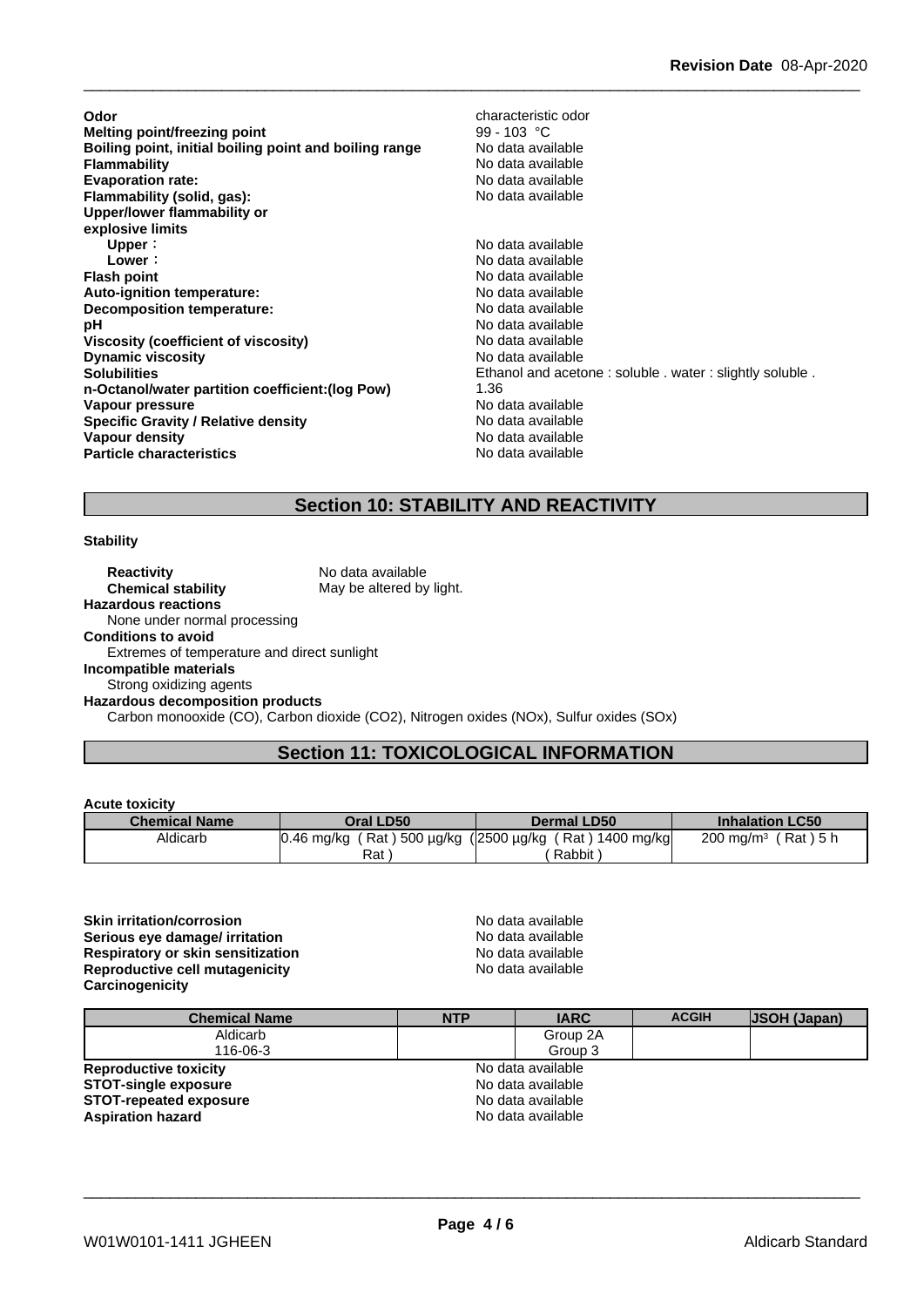| | |
|---|---|
| **Odor** | characteristic odor |
| **Melting point/freezing point** | 99 - 103 °C |
| **Boiling point, initial boiling point and boiling range** | No data available |
| **Flammability** | No data available |
| **Evaporation rate:** | No data available |
| **Flammability (solid, gas):** | No data available |
| **Upper/lower flammability or explosive limits** | |
| **Upper**： | No data available |
| **Lower**： | No data available |
| **Flash point** | No data available |
| **Auto-ignition temperature:** | No data available |
| **Decomposition temperature:** | No data available |
| **pH** | No data available |
| **Viscosity (coefficient of viscosity)** | No data available |
| **Dynamic viscosity** | No data available |
| **Solubilities** | Ethanol and acetone : soluble . water : slightly soluble . |
| **n-Octanol/water partition coefficient:(log Pow)** | 1.36 |
| **Vapour pressure** | No data available |
| **Specific Gravity / Relative density** | No data available |
| **Vapour density** | No data available |
| **Particle characteristics** | No data available |

## Section 10: STABILITY AND REACTIVITY

**Stability**

**Reactivity** No data available
**Chemical stability** May be altered by light.

**Hazardous reactions**
None under normal processing

**Conditions to avoid**
Extremes of temperature and direct sunlight

**Incompatible materials**
Strong oxidizing agents

**Hazardous decomposition products**
Carbon monooxide (CO), Carbon dioxide ($CO_2$), Nitrogen oxides (NOx), Sulfur oxides (SOx)

## Section 11: TOXICOLOGICAL INFORMATION

**Acute toxicity**

| Chemical Name | Oral LD50 | Dermal LD50 | Inhalation LC50 |
|---|---|---|---|
| Aldicarb | 0.46 mg/kg ( Rat ) 500 µg/kg ( Rat ) | 2500 µg/kg ( Rat ) 1400 mg/kg ( Rabbit ) | 200 mg/m³ ( Rat ) 5 h |

| | |
|---|---|
| **Skin irritation/corrosion** | No data available |
| **Serious eye damage/ irritation** | No data available |
| **Respiratory or skin sensitization** | No data available |
| **Reproductive cell mutagenicity** | No data available |
| **Carcinogenicity** | |

| Chemical Name | NTP | IARC | ACGIH | JSOH (Japan) |
|---|---|---|---|---|
| Aldicarb 116-06-3 | | Group 2A Group 3 | | |

| | |
|---|---|
| **Reproductive toxicity** | No data available |
| **STOT-single exposure** | No data available |
| **STOT-repeated exposure** | No data available |
| **Aspiration hazard** | No data available |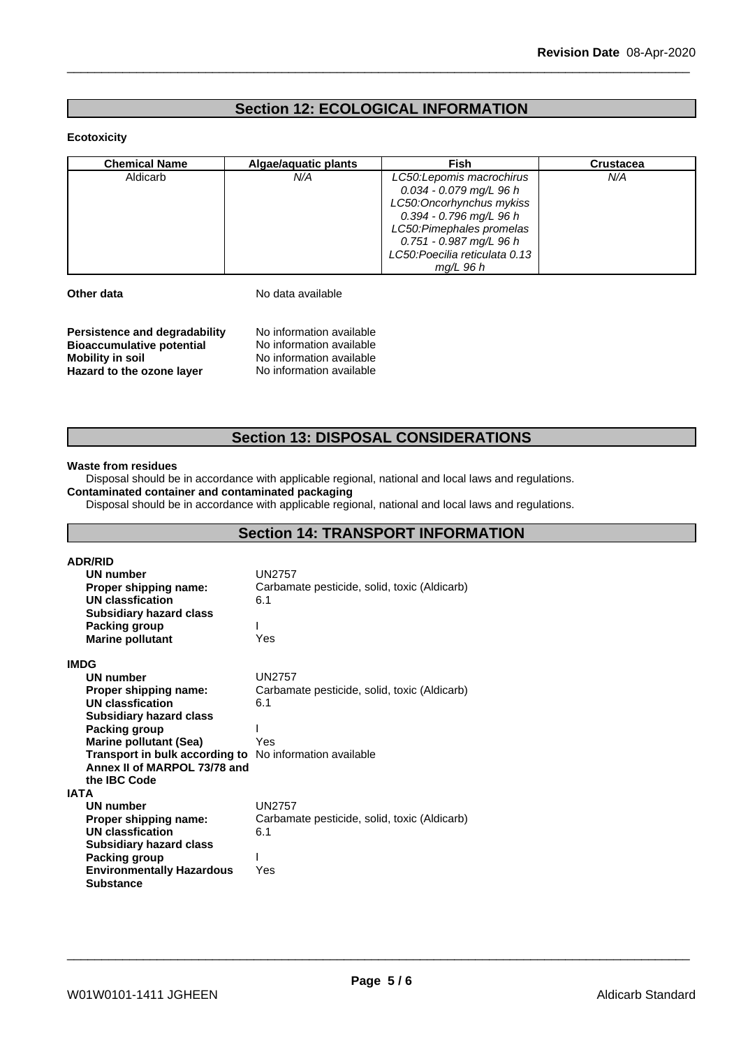## Section 12: ECOLOGICAL INFORMATION

**Ecotoxicity**

| Chemical Name | Algae/aquatic plants | Fish | Crustacea |
|---|---|---|---|
| Aldicarb | *N/A* | *LC50:Lepomis macrochirus 0.034 - 0.079 mg/L 96 h LC50:Oncorhynchus mykiss 0.394 - 0.796 mg/L 96 h LC50:Pimephales promelas 0.751 - 0.987 mg/L 96 h LC50:Poecilia reticulata 0.13 mg/L 96 h* | *N/A* |

**Other data** No data available

**Persistence and degradability** No information available
**Bioaccumulative potential** No information available
**Mobility in soil** No information available
**Hazard to the ozone layer** No information available

## Section 13: DISPOSAL CONSIDERATIONS

**Waste from residues**
Disposal should be in accordance with applicable regional, national and local laws and regulations.
**Contaminated container and contaminated packaging**
Disposal should be in accordance with applicable regional, national and local laws and regulations.

## Section 14: TRANSPORT INFORMATION

**ADR/RID**

**UN number** UN2757
**Proper shipping name:** Carbamate pesticide, solid, toxic (Aldicarb)
**UN classfication** 6.1
**Subsidiary hazard class**
**Packing group** I
**Marine pollutant** Yes

**IMDG**

**UN number** UN2757
**Proper shipping name:** Carbamate pesticide, solid, toxic (Aldicarb)
**UN classfication** 6.1
**Subsidiary hazard class**
**Packing group** I
**Marine pollutant (Sea)** Yes
**Transport in bulk according to Annex II of MARPOL 73/78 and the IBC Code** No information available

**IATA**

**UN number** UN2757
**Proper shipping name:** Carbamate pesticide, solid, toxic (Aldicarb)
**UN classfication** 6.1
**Subsidiary hazard class**
**Packing group** I
**Environmentally Hazardous Substance** Yes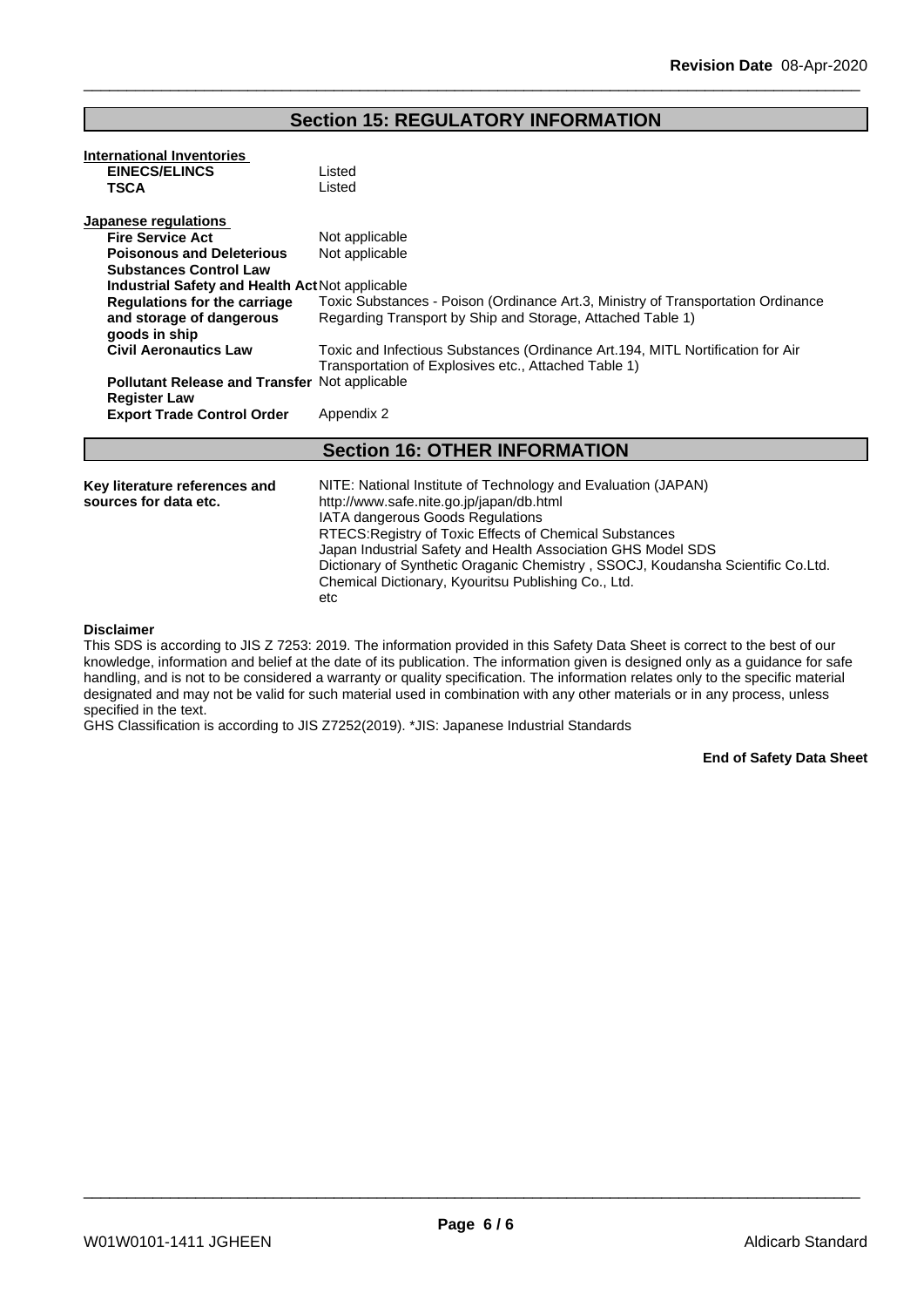## Section 15: REGULATORY INFORMATION

**International Inventories**

| | |
|---|---|
| **EINECS/ELINCS** | Listed |
| **TSCA** | Listed |

**Japanese regulations**

| | |
|---|---|
| **Fire Service Act** | Not applicable |
| **Poisonous and Deleterious Substances Control Law** | Not applicable |
| **Industrial Safety and Health Act** | Not applicable |
| **Regulations for the carriage and storage of dangerous goods in ship** | Toxic Substances - Poison (Ordinance Art.3, Ministry of Transportation Ordinance Regarding Transport by Ship and Storage, Attached Table 1) |
| **Civil Aeronautics Law** | Toxic and Infectious Substances (Ordinance Art.194, MITL Nortification for Air Transportation of Explosives etc., Attached Table 1) |
| **Pollutant Release and Transfer Register Law** | Not applicable |
| **Export Trade Control Order** | Appendix 2 |

## Section 16: OTHER INFORMATION

**Key literature references and sources for data etc.**

NITE: National Institute of Technology and Evaluation (JAPAN)
http://www.safe.nite.go.jp/japan/db.html
IATA dangerous Goods Regulations
RTECS:Registry of Toxic Effects of Chemical Substances
Japan Industrial Safety and Health Association GHS Model SDS
Dictionary of Synthetic Oraganic Chemistry , SSOCJ, Koudansha Scientific Co.Ltd.
Chemical Dictionary, Kyouritsu Publishing Co., Ltd.
etc

**Disclaimer**

This SDS is according to JIS Z 7253: 2019. The information provided in this Safety Data Sheet is correct to the best of our knowledge, information and belief at the date of its publication. The information given is designed only as a guidance for safe handling, and is not to be considered a warranty or quality specification. The information relates only to the specific material designated and may not be valid for such material used in combination with any other materials or in any process, unless specified in the text.
GHS Classification is according to JIS Z7252(2019). *JIS: Japanese Industrial Standards

**End of Safety Data Sheet**